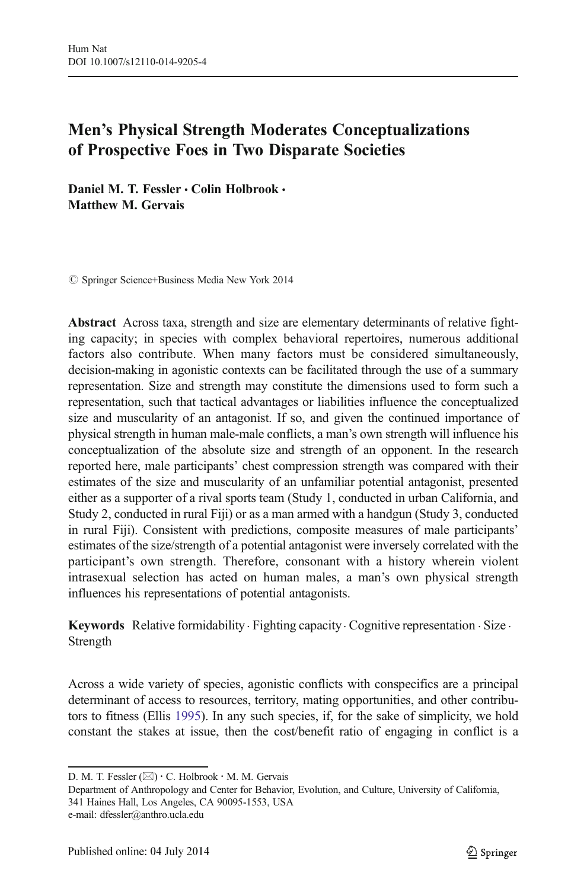# Men's Physical Strength Moderates Conceptualizations of Prospective Foes in Two Disparate Societies

**Daniel M. T. Fessler · Colin Holbrook · Matthew M. Gervais**

© Springer Science+Business Media New York 2014

**Abstract** Across taxa, strength and size are elementary determinants of relative fighting capacity; in species with complex behavioral repertoires, numerous additional factors also contribute. When many factors must be considered simultaneously, decision-making in agonistic contexts can be facilitated through the use of a summary representation. Size and strength may constitute the dimensions used to form such a representation, such that tactical advantages or liabilities influence the conceptualized size and muscularity of an antagonist. If so, and given the continued importance of physical strength in human male-male conflicts, a man's own strength will influence his conceptualization of the absolute size and strength of an opponent. In the research reported here, male participants' chest compression strength was compared with their estimates of the size and muscularity of an unfamiliar potential antagonist, presented either as a supporter of a rival sports team (Study 1, conducted in urban California, and Study 2, conducted in rural Fiji) or as a man armed with a handgun (Study 3, conducted in rural Fiji). Consistent with predictions, composite measures of male participants' estimates of the size/strength of a potential antagonist were inversely correlated with the participant's own strength. Therefore, consonant with a history wherein violent intrasexual selection has acted on human males, a man's own physical strength influences his representations of potential antagonists.

**Keywords** Relative formidability · Fighting capacity · Cognitive representation · Size · Strength

Across a wide variety of species, agonistic conflicts with conspecifics are a principal determinant of access to resources, territory, mating opportunities, and other contributors to fitness (Ellis 1995). In any such species, if, for the sake of simplicity, we hold constant the stakes at issue, then the cost/benefit ratio of engaging in conflict is a

---

D. M. T. Fessler (✉) · C. Holbrook · M. M. Gervais
Department of Anthropology and Center for Behavior, Evolution, and Culture, University of California, 341 Haines Hall, Los Angeles, CA 90095-1553, USA
e-mail: dfessler@anthro.ucla.edu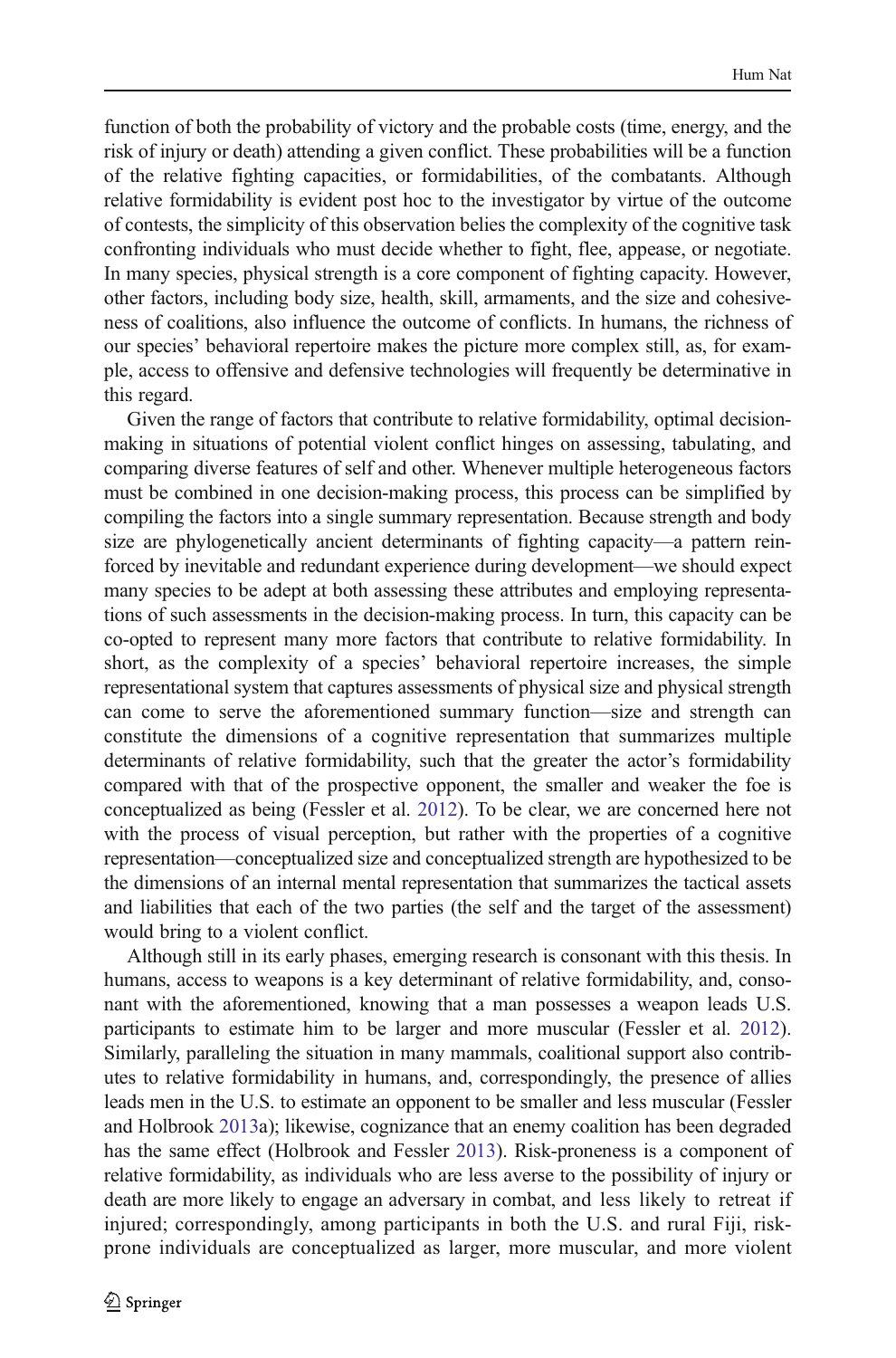function of both the probability of victory and the probable costs (time, energy, and the risk of injury or death) attending a given conflict. These probabilities will be a function of the relative fighting capacities, or formidabilities, of the combatants. Although relative formidability is evident post hoc to the investigator by virtue of the outcome of contests, the simplicity of this observation belies the complexity of the cognitive task confronting individuals who must decide whether to fight, flee, appease, or negotiate. In many species, physical strength is a core component of fighting capacity. However, other factors, including body size, health, skill, armaments, and the size and cohesiveness of coalitions, also influence the outcome of conflicts. In humans, the richness of our species' behavioral repertoire makes the picture more complex still, as, for example, access to offensive and defensive technologies will frequently be determinative in this regard.

Given the range of factors that contribute to relative formidability, optimal decision-making in situations of potential violent conflict hinges on assessing, tabulating, and comparing diverse features of self and other. Whenever multiple heterogeneous factors must be combined in one decision-making process, this process can be simplified by compiling the factors into a single summary representation. Because strength and body size are phylogenetically ancient determinants of fighting capacity—a pattern reinforced by inevitable and redundant experience during development—we should expect many species to be adept at both assessing these attributes and employing representations of such assessments in the decision-making process. In turn, this capacity can be co-opted to represent many more factors that contribute to relative formidability. In short, as the complexity of a species' behavioral repertoire increases, the simple representational system that captures assessments of physical size and physical strength can come to serve the aforementioned summary function—size and strength can constitute the dimensions of a cognitive representation that summarizes multiple determinants of relative formidability, such that the greater the actor's formidability compared with that of the prospective opponent, the smaller and weaker the foe is conceptualized as being (Fessler et al. 2012). To be clear, we are concerned here not with the process of visual perception, but rather with the properties of a cognitive representation—conceptualized size and conceptualized strength are hypothesized to be the dimensions of an internal mental representation that summarizes the tactical assets and liabilities that each of the two parties (the self and the target of the assessment) would bring to a violent conflict.

Although still in its early phases, emerging research is consonant with this thesis. In humans, access to weapons is a key determinant of relative formidability, and, consonant with the aforementioned, knowing that a man possesses a weapon leads U.S. participants to estimate him to be larger and more muscular (Fessler et al. 2012). Similarly, paralleling the situation in many mammals, coalitional support also contributes to relative formidability in humans, and, correspondingly, the presence of allies leads men in the U.S. to estimate an opponent to be smaller and less muscular (Fessler and Holbrook 2013a); likewise, cognizance that an enemy coalition has been degraded has the same effect (Holbrook and Fessler 2013). Risk-proneness is a component of relative formidability, as individuals who are less averse to the possibility of injury or death are more likely to engage an adversary in combat, and less likely to retreat if injured; correspondingly, among participants in both the U.S. and rural Fiji, risk-prone individuals are conceptualized as larger, more muscular, and more violent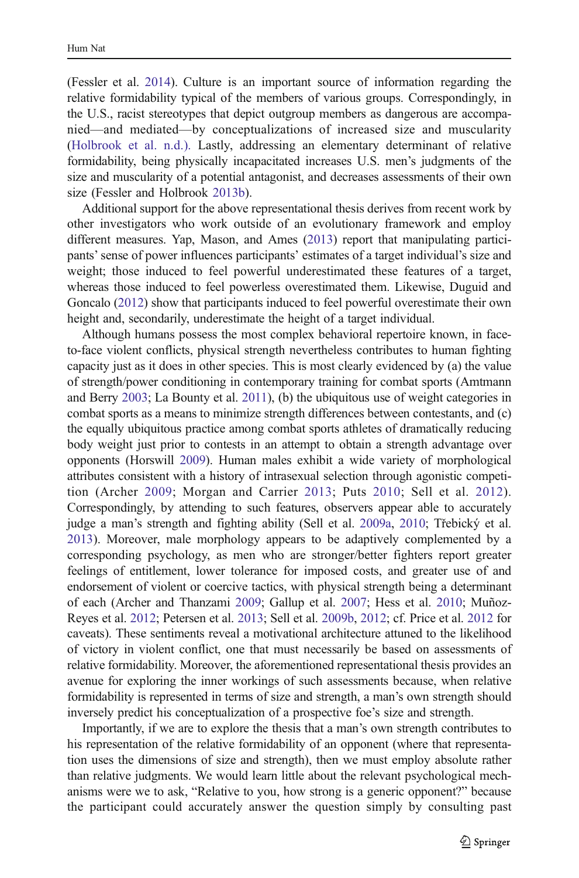(Fessler et al. 2014). Culture is an important source of information regarding the relative formidability typical of the members of various groups. Correspondingly, in the U.S., racist stereotypes that depict outgroup members as dangerous are accompanied—and mediated—by conceptualizations of increased size and muscularity (Holbrook et al. n.d.). Lastly, addressing an elementary determinant of relative formidability, being physically incapacitated increases U.S. men's judgments of the size and muscularity of a potential antagonist, and decreases assessments of their own size (Fessler and Holbrook 2013b).

Additional support for the above representational thesis derives from recent work by other investigators who work outside of an evolutionary framework and employ different measures. Yap, Mason, and Ames (2013) report that manipulating participants' sense of power influences participants' estimates of a target individual's size and weight; those induced to feel powerful underestimated these features of a target, whereas those induced to feel powerless overestimated them. Likewise, Duguid and Goncalo (2012) show that participants induced to feel powerful overestimate their own height and, secondarily, underestimate the height of a target individual.

Although humans possess the most complex behavioral repertoire known, in face-to-face violent conflicts, physical strength nevertheless contributes to human fighting capacity just as it does in other species. This is most clearly evidenced by (a) the value of strength/power conditioning in contemporary training for combat sports (Amtmann and Berry 2003; La Bounty et al. 2011), (b) the ubiquitous use of weight categories in combat sports as a means to minimize strength differences between contestants, and (c) the equally ubiquitous practice among combat sports athletes of dramatically reducing body weight just prior to contests in an attempt to obtain a strength advantage over opponents (Horswill 2009). Human males exhibit a wide variety of morphological attributes consistent with a history of intrasexual selection through agonistic competition (Archer 2009; Morgan and Carrier 2013; Puts 2010; Sell et al. 2012). Correspondingly, by attending to such features, observers appear able to accurately judge a man's strength and fighting ability (Sell et al. 2009a, 2010; Třebický et al. 2013). Moreover, male morphology appears to be adaptively complemented by a corresponding psychology, as men who are stronger/better fighters report greater feelings of entitlement, lower tolerance for imposed costs, and greater use of and endorsement of violent or coercive tactics, with physical strength being a determinant of each (Archer and Thanzami 2009; Gallup et al. 2007; Hess et al. 2010; Muñoz-Reyes et al. 2012; Petersen et al. 2013; Sell et al. 2009b, 2012; cf. Price et al. 2012 for caveats). These sentiments reveal a motivational architecture attuned to the likelihood of victory in violent conflict, one that must necessarily be based on assessments of relative formidability. Moreover, the aforementioned representational thesis provides an avenue for exploring the inner workings of such assessments because, when relative formidability is represented in terms of size and strength, a man's own strength should inversely predict his conceptualization of a prospective foe's size and strength.

Importantly, if we are to explore the thesis that a man's own strength contributes to his representation of the relative formidability of an opponent (where that representation uses the dimensions of size and strength), then we must employ absolute rather than relative judgments. We would learn little about the relevant psychological mechanisms were we to ask, "Relative to you, how strong is a generic opponent?" because the participant could accurately answer the question simply by consulting past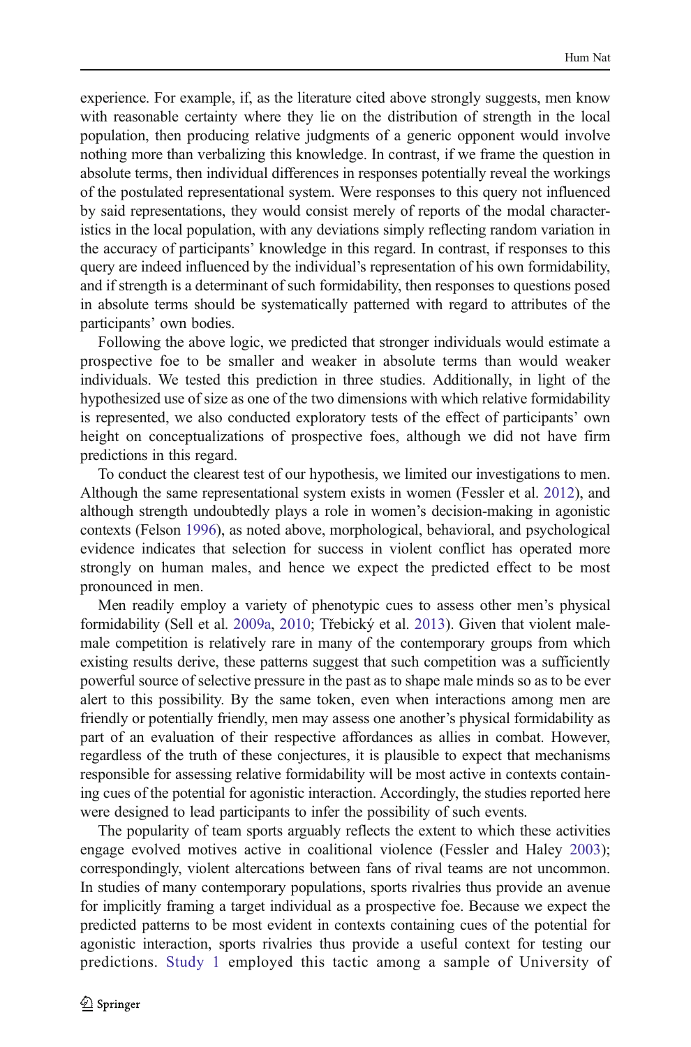experience. For example, if, as the literature cited above strongly suggests, men know with reasonable certainty where they lie on the distribution of strength in the local population, then producing relative judgments of a generic opponent would involve nothing more than verbalizing this knowledge. In contrast, if we frame the question in absolute terms, then individual differences in responses potentially reveal the workings of the postulated representational system. Were responses to this query not influenced by said representations, they would consist merely of reports of the modal characteristics in the local population, with any deviations simply reflecting random variation in the accuracy of participants' knowledge in this regard. In contrast, if responses to this query are indeed influenced by the individual's representation of his own formidability, and if strength is a determinant of such formidability, then responses to questions posed in absolute terms should be systematically patterned with regard to attributes of the participants' own bodies.

Following the above logic, we predicted that stronger individuals would estimate a prospective foe to be smaller and weaker in absolute terms than would weaker individuals. We tested this prediction in three studies. Additionally, in light of the hypothesized use of size as one of the two dimensions with which relative formidability is represented, we also conducted exploratory tests of the effect of participants' own height on conceptualizations of prospective foes, although we did not have firm predictions in this regard.

To conduct the clearest test of our hypothesis, we limited our investigations to men. Although the same representational system exists in women (Fessler et al. 2012), and although strength undoubtedly plays a role in women's decision-making in agonistic contexts (Felson 1996), as noted above, morphological, behavioral, and psychological evidence indicates that selection for success in violent conflict has operated more strongly on human males, and hence we expect the predicted effect to be most pronounced in men.

Men readily employ a variety of phenotypic cues to assess other men's physical formidability (Sell et al. 2009a, 2010; Třebický et al. 2013). Given that violent male-male competition is relatively rare in many of the contemporary groups from which existing results derive, these patterns suggest that such competition was a sufficiently powerful source of selective pressure in the past as to shape male minds so as to be ever alert to this possibility. By the same token, even when interactions among men are friendly or potentially friendly, men may assess one another's physical formidability as part of an evaluation of their respective affordances as allies in combat. However, regardless of the truth of these conjectures, it is plausible to expect that mechanisms responsible for assessing relative formidability will be most active in contexts containing cues of the potential for agonistic interaction. Accordingly, the studies reported here were designed to lead participants to infer the possibility of such events.

The popularity of team sports arguably reflects the extent to which these activities engage evolved motives active in coalitional violence (Fessler and Haley 2003); correspondingly, violent altercations between fans of rival teams are not uncommon. In studies of many contemporary populations, sports rivalries thus provide an avenue for implicitly framing a target individual as a prospective foe. Because we expect the predicted patterns to be most evident in contexts containing cues of the potential for agonistic interaction, sports rivalries thus provide a useful context for testing our predictions. Study 1 employed this tactic among a sample of University of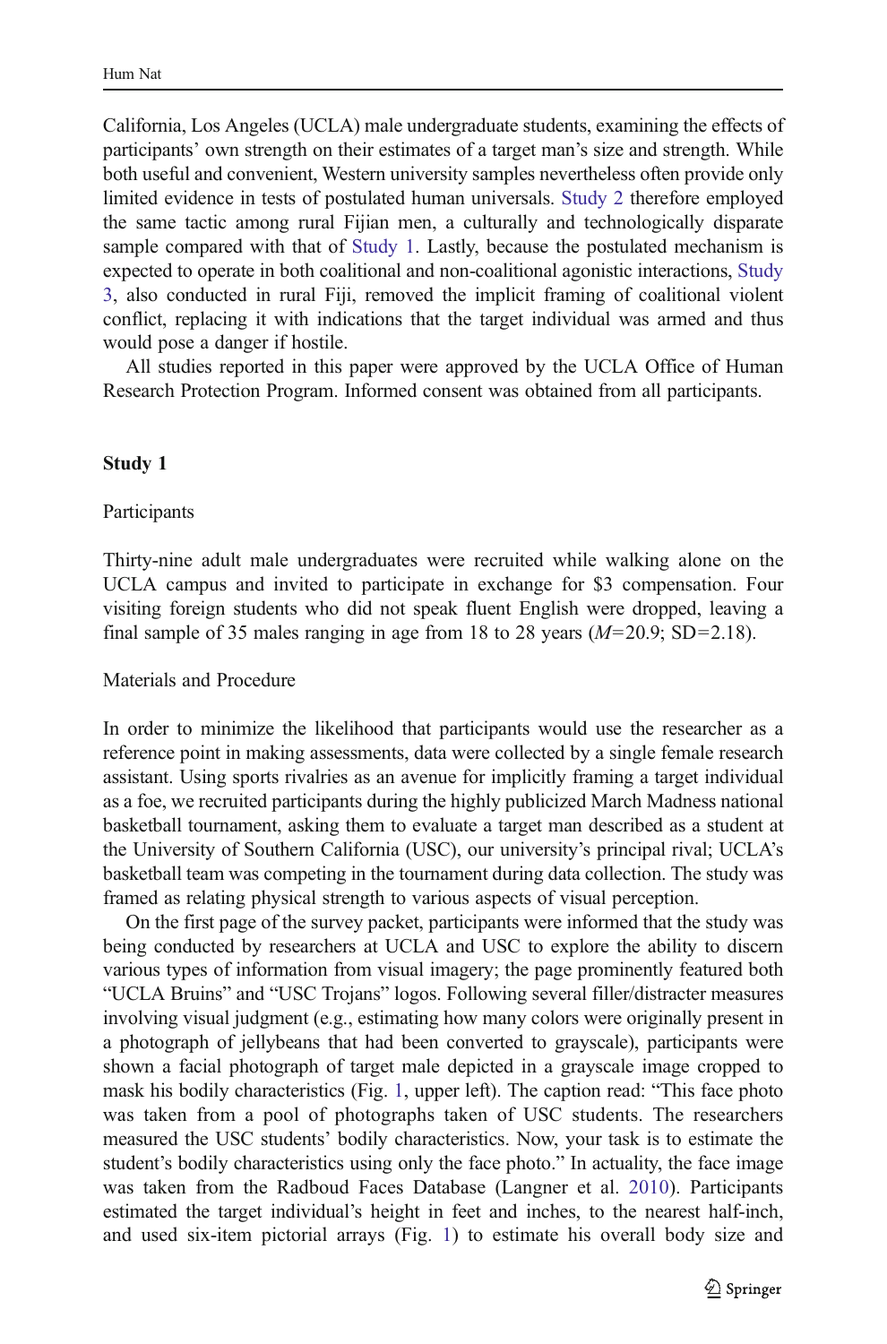California, Los Angeles (UCLA) male undergraduate students, examining the effects of participants' own strength on their estimates of a target man's size and strength. While both useful and convenient, Western university samples nevertheless often provide only limited evidence in tests of postulated human universals. Study 2 therefore employed the same tactic among rural Fijian men, a culturally and technologically disparate sample compared with that of Study 1. Lastly, because the postulated mechanism is expected to operate in both coalitional and non-coalitional agonistic interactions, Study 3, also conducted in rural Fiji, removed the implicit framing of coalitional violent conflict, replacing it with indications that the target individual was armed and thus would pose a danger if hostile.

All studies reported in this paper were approved by the UCLA Office of Human Research Protection Program. Informed consent was obtained from all participants.

## Study 1

### Participants

Thirty-nine adult male undergraduates were recruited while walking alone on the UCLA campus and invited to participate in exchange for $3 compensation. Four visiting foreign students who did not speak fluent English were dropped, leaving a final sample of 35 males ranging in age from 18 to 28 years ($M$=20.9; SD=2.18).

### Materials and Procedure

In order to minimize the likelihood that participants would use the researcher as a reference point in making assessments, data were collected by a single female research assistant. Using sports rivalries as an avenue for implicitly framing a target individual as a foe, we recruited participants during the highly publicized March Madness national basketball tournament, asking them to evaluate a target man described as a student at the University of Southern California (USC), our university's principal rival; UCLA's basketball team was competing in the tournament during data collection. The study was framed as relating physical strength to various aspects of visual perception.

On the first page of the survey packet, participants were informed that the study was being conducted by researchers at UCLA and USC to explore the ability to discern various types of information from visual imagery; the page prominently featured both "UCLA Bruins" and "USC Trojans" logos. Following several filler/distracter measures involving visual judgment (e.g., estimating how many colors were originally present in a photograph of jellybeans that had been converted to grayscale), participants were shown a facial photograph of target male depicted in a grayscale image cropped to mask his bodily characteristics (Fig. 1, upper left). The caption read: "This face photo was taken from a pool of photographs taken of USC students. The researchers measured the USC students' bodily characteristics. Now, your task is to estimate the student's bodily characteristics using only the face photo." In actuality, the face image was taken from the Radboud Faces Database (Langner et al. 2010). Participants estimated the target individual's height in feet and inches, to the nearest half-inch, and used six-item pictorial arrays (Fig. 1) to estimate his overall body size and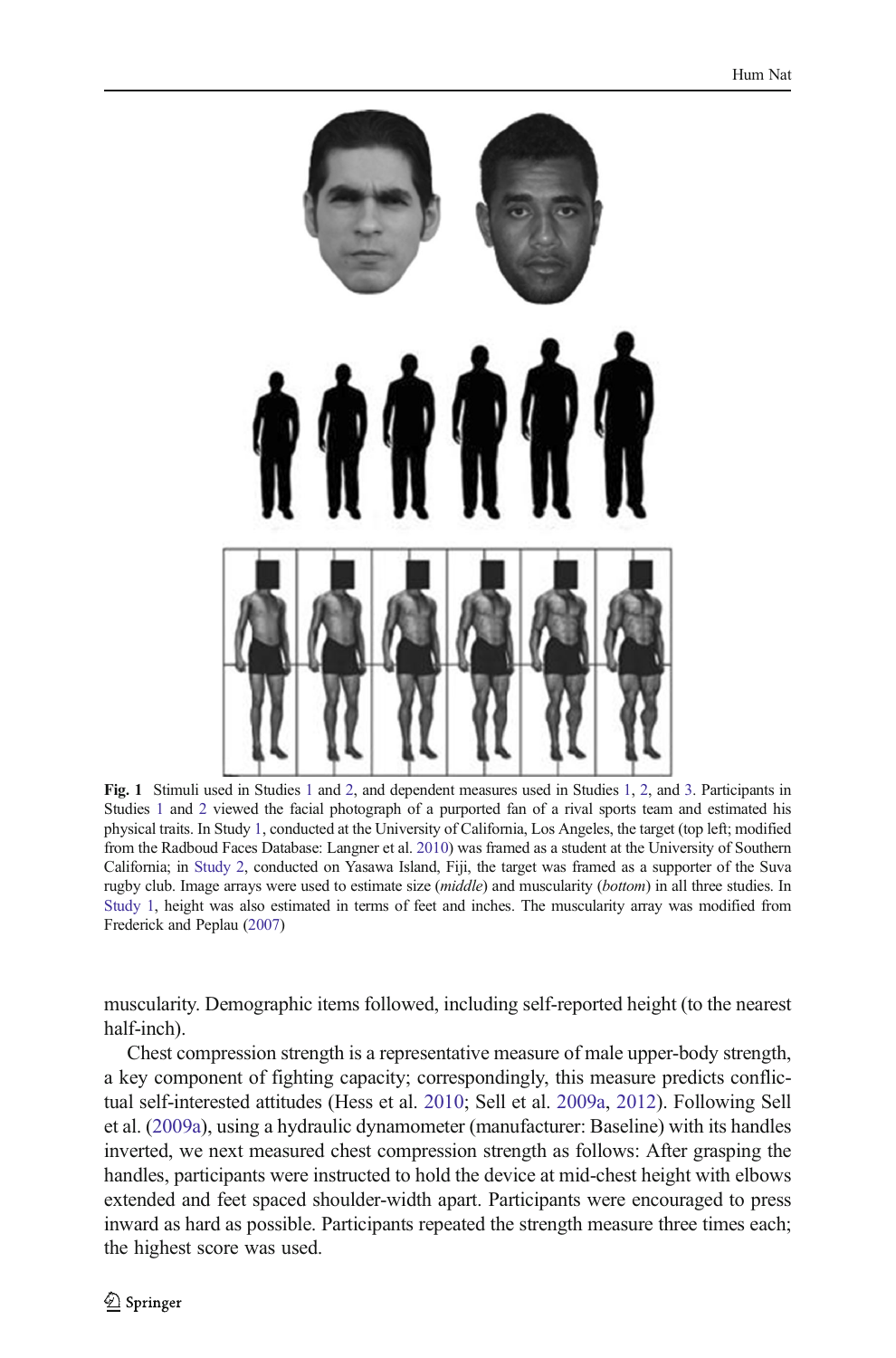Fig. 1 Stimuli used in Studies 1 and 2, and dependent measures used in Studies 1, 2, and 3. Participants in Studies 1 and 2 viewed the facial photograph of a purported fan of a rival sports team and estimated his physical traits. In Study 1, conducted at the University of California, Los Angeles, the target (top left; modified from the Radboud Faces Database: Langner et al. 2010) was framed as a student at the University of Southern California; in Study 2, conducted on Yasawa Island, Fiji, the target was framed as a supporter of the Suva rugby club. Image arrays were used to estimate size (*middle*) and muscularity (*bottom*) in all three studies. In Study 1, height was also estimated in terms of feet and inches. The muscularity array was modified from Frederick and Peplau (2007)

muscularity. Demographic items followed, including self-reported height (to the nearest half-inch).

Chest compression strength is a representative measure of male upper-body strength, a key component of fighting capacity; correspondingly, this measure predicts conflictual self-interested attitudes (Hess et al. 2010; Sell et al. 2009a, 2012). Following Sell et al. (2009a), using a hydraulic dynamometer (manufacturer: Baseline) with its handles inverted, we next measured chest compression strength as follows: After grasping the handles, participants were instructed to hold the device at mid-chest height with elbows extended and feet spaced shoulder-width apart. Participants were encouraged to press inward as hard as possible. Participants repeated the strength measure three times each; the highest score was used.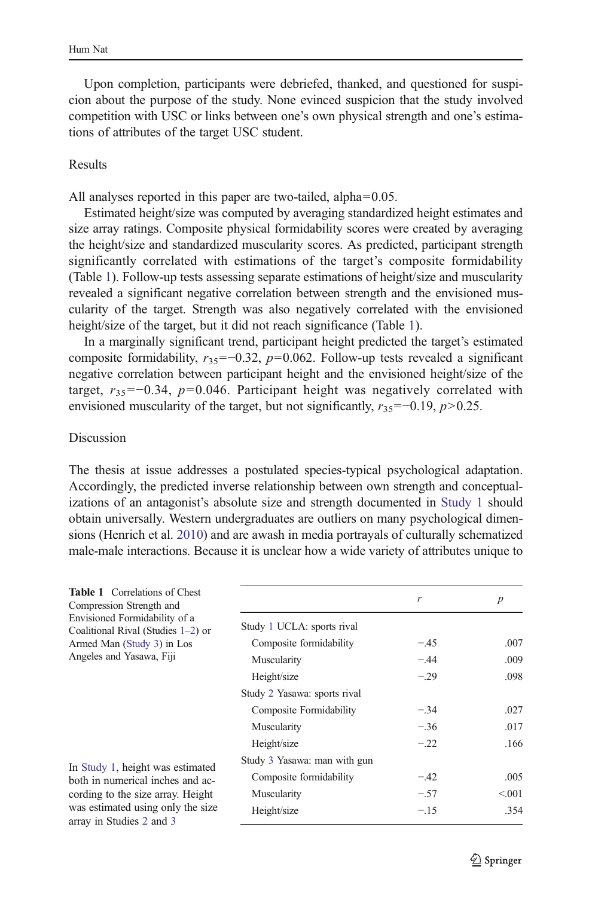Upon completion, participants were debriefed, thanked, and questioned for suspicion about the purpose of the study. None evinced suspicion that the study involved competition with USC or links between one's own physical strength and one's estimations of attributes of the target USC student.

## Results

All analyses reported in this paper are two-tailed, alpha=0.05.

Estimated height/size was computed by averaging standardized height estimates and size array ratings. Composite physical formidability scores were created by averaging the height/size and standardized muscularity scores. As predicted, participant strength significantly correlated with estimations of the target's composite formidability (Table 1). Follow-up tests assessing separate estimations of height/size and muscularity revealed a significant negative correlation between strength and the envisioned muscularity of the target. Strength was also negatively correlated with the envisioned height/size of the target, but it did not reach significance (Table 1).

In a marginally significant trend, participant height predicted the target's estimated composite formidability, $r_{35}=-0.32$, $p=0.062$. Follow-up tests revealed a significant negative correlation between participant height and the envisioned height/size of the target, $r_{35}=-0.34$, $p=0.046$. Participant height was negatively correlated with envisioned muscularity of the target, but not significantly, $r_{35}=-0.19$, $p>0.25$.

## Discussion

The thesis at issue addresses a postulated species-typical psychological adaptation. Accordingly, the predicted inverse relationship between own strength and conceptualizations of an antagonist's absolute size and strength documented in Study 1 should obtain universally. Western undergraduates are outliers on many psychological dimensions (Henrich et al. 2010) and are awash in media portrayals of culturally schematized male-male interactions. Because it is unclear how a wide variety of attributes unique to

**Table 1** Correlations of Chest Compression Strength and Envisioned Formidability of a Coalitional Rival (Studies 1–2) or Armed Man (Study 3) in Los Angeles and Yasawa, Fiji

| | $r$ | $p$ |
|---|---|---|
| Study 1 UCLA: sports rival | | |
| Composite formidability | −.45 | .007 |
| Muscularity | −.44 | .009 |
| Height/size | −.29 | .098 |
| Study 2 Yasawa: sports rival | | |
| Composite Formidability | −.34 | .027 |
| Muscularity | −.36 | .017 |
| Height/size | −.22 | .166 |
| Study 3 Yasawa: man with gun | | |
| Composite formidability | −.42 | .005 |
| Muscularity | −.57 | <.001 |
| Height/size | −.15 | .354 |

In Study 1, height was estimated both in numerical inches and according to the size array. Height was estimated using only the size array in Studies 2 and 3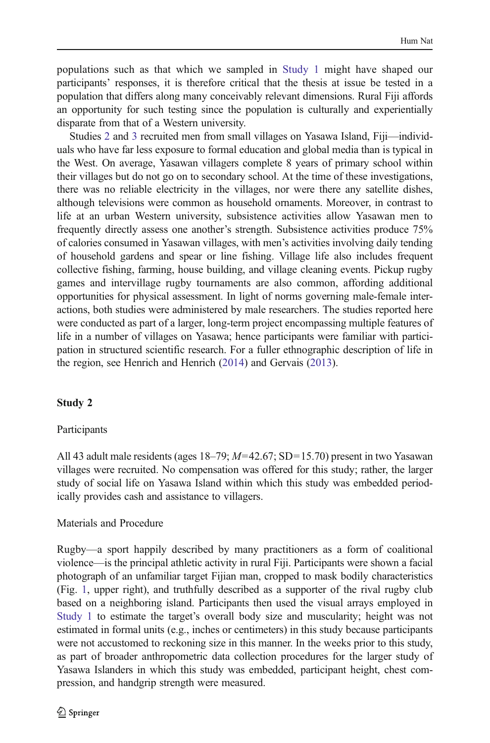populations such as that which we sampled in Study 1 might have shaped our participants' responses, it is therefore critical that the thesis at issue be tested in a population that differs along many conceivably relevant dimensions. Rural Fiji affords an opportunity for such testing since the population is culturally and experientially disparate from that of a Western university.

Studies 2 and 3 recruited men from small villages on Yasawa Island, Fiji—individuals who have far less exposure to formal education and global media than is typical in the West. On average, Yasawan villagers complete 8 years of primary school within their villages but do not go on to secondary school. At the time of these investigations, there was no reliable electricity in the villages, nor were there any satellite dishes, although televisions were common as household ornaments. Moreover, in contrast to life at an urban Western university, subsistence activities allow Yasawan men to frequently directly assess one another's strength. Subsistence activities produce 75% of calories consumed in Yasawan villages, with men's activities involving daily tending of household gardens and spear or line fishing. Village life also includes frequent collective fishing, farming, house building, and village cleaning events. Pickup rugby games and intervillage rugby tournaments are also common, affording additional opportunities for physical assessment. In light of norms governing male-female interactions, both studies were administered by male researchers. The studies reported here were conducted as part of a larger, long-term project encompassing multiple features of life in a number of villages on Yasawa; hence participants were familiar with participation in structured scientific research. For a fuller ethnographic description of life in the region, see Henrich and Henrich (2014) and Gervais (2013).

## Study 2

### Participants

All 43 adult male residents (ages 18–79; $M$=42.67; SD=15.70) present in two Yasawan villages were recruited. No compensation was offered for this study; rather, the larger study of social life on Yasawa Island within which this study was embedded periodically provides cash and assistance to villagers.

### Materials and Procedure

Rugby—a sport happily described by many practitioners as a form of coalitional violence—is the principal athletic activity in rural Fiji. Participants were shown a facial photograph of an unfamiliar target Fijian man, cropped to mask bodily characteristics (Fig. 1, upper right), and truthfully described as a supporter of the rival rugby club based on a neighboring island. Participants then used the visual arrays employed in Study 1 to estimate the target's overall body size and muscularity; height was not estimated in formal units (e.g., inches or centimeters) in this study because participants were not accustomed to reckoning size in this manner. In the weeks prior to this study, as part of broader anthropometric data collection procedures for the larger study of Yasawa Islanders in which this study was embedded, participant height, chest compression, and handgrip strength were measured.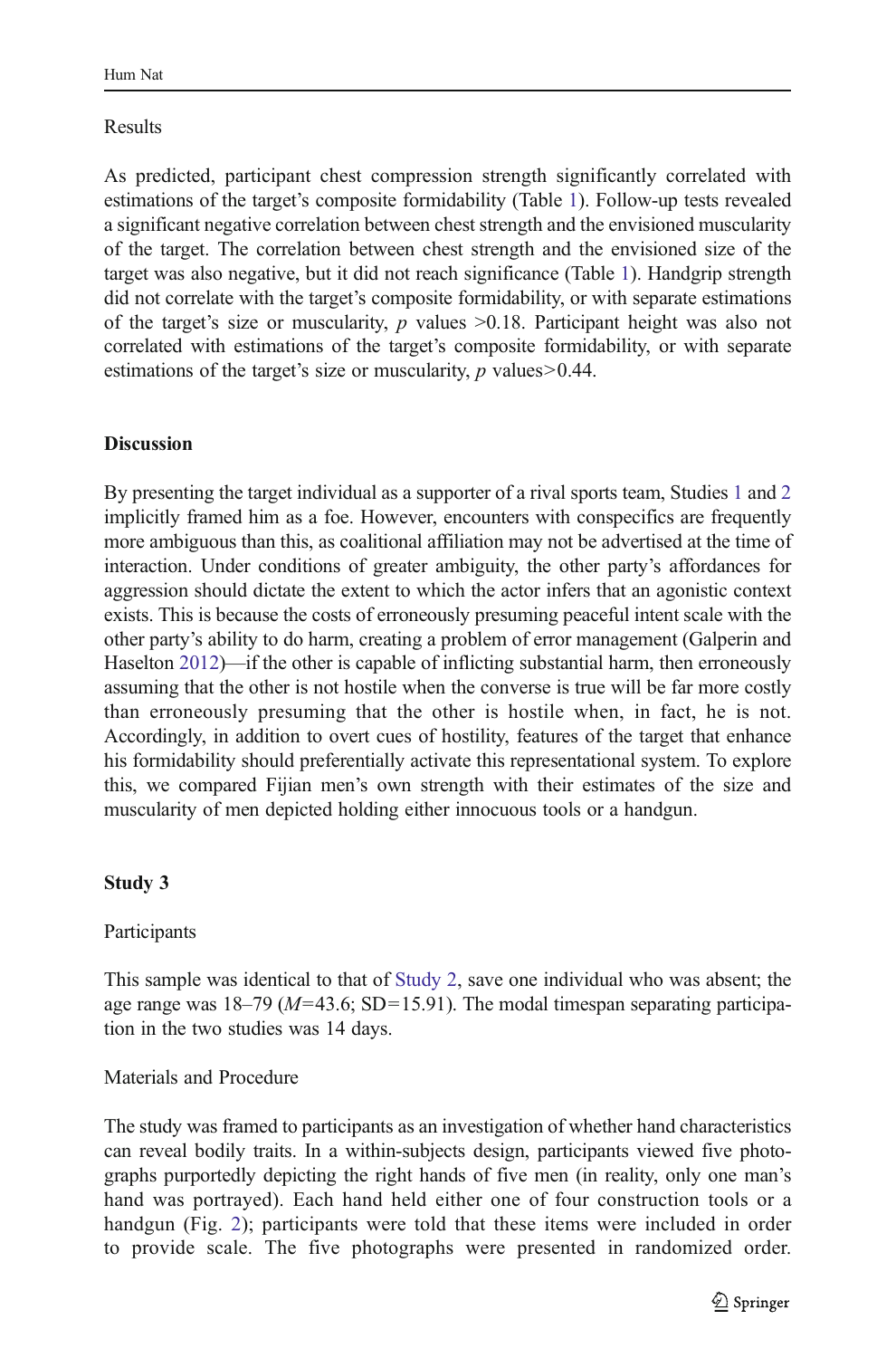Results

As predicted, participant chest compression strength significantly correlated with estimations of the target's composite formidability (Table 1). Follow-up tests revealed a significant negative correlation between chest strength and the envisioned muscularity of the target. The correlation between chest strength and the envisioned size of the target was also negative, but it did not reach significance (Table 1). Handgrip strength did not correlate with the target's composite formidability, or with separate estimations of the target's size or muscularity, $p$ values >0.18. Participant height was also not correlated with estimations of the target's composite formidability, or with separate estimations of the target's size or muscularity, $p$ values>0.44.

## Discussion

By presenting the target individual as a supporter of a rival sports team, Studies 1 and 2 implicitly framed him as a foe. However, encounters with conspecifics are frequently more ambiguous than this, as coalitional affiliation may not be advertised at the time of interaction. Under conditions of greater ambiguity, the other party's affordances for aggression should dictate the extent to which the actor infers that an agonistic context exists. This is because the costs of erroneously presuming peaceful intent scale with the other party's ability to do harm, creating a problem of error management (Galperin and Haselton 2012)—if the other is capable of inflicting substantial harm, then erroneously assuming that the other is not hostile when the converse is true will be far more costly than erroneously presuming that the other is hostile when, in fact, he is not. Accordingly, in addition to overt cues of hostility, features of the target that enhance his formidability should preferentially activate this representational system. To explore this, we compared Fijian men's own strength with their estimates of the size and muscularity of men depicted holding either innocuous tools or a handgun.

## Study 3

Participants

This sample was identical to that of Study 2, save one individual who was absent; the age range was 18–79 ($M$=43.6; SD=15.91). The modal timespan separating participation in the two studies was 14 days.

Materials and Procedure

The study was framed to participants as an investigation of whether hand characteristics can reveal bodily traits. In a within-subjects design, participants viewed five photographs purportedly depicting the right hands of five men (in reality, only one man's hand was portrayed). Each hand held either one of four construction tools or a handgun (Fig. 2); participants were told that these items were included in order to provide scale. The five photographs were presented in randomized order.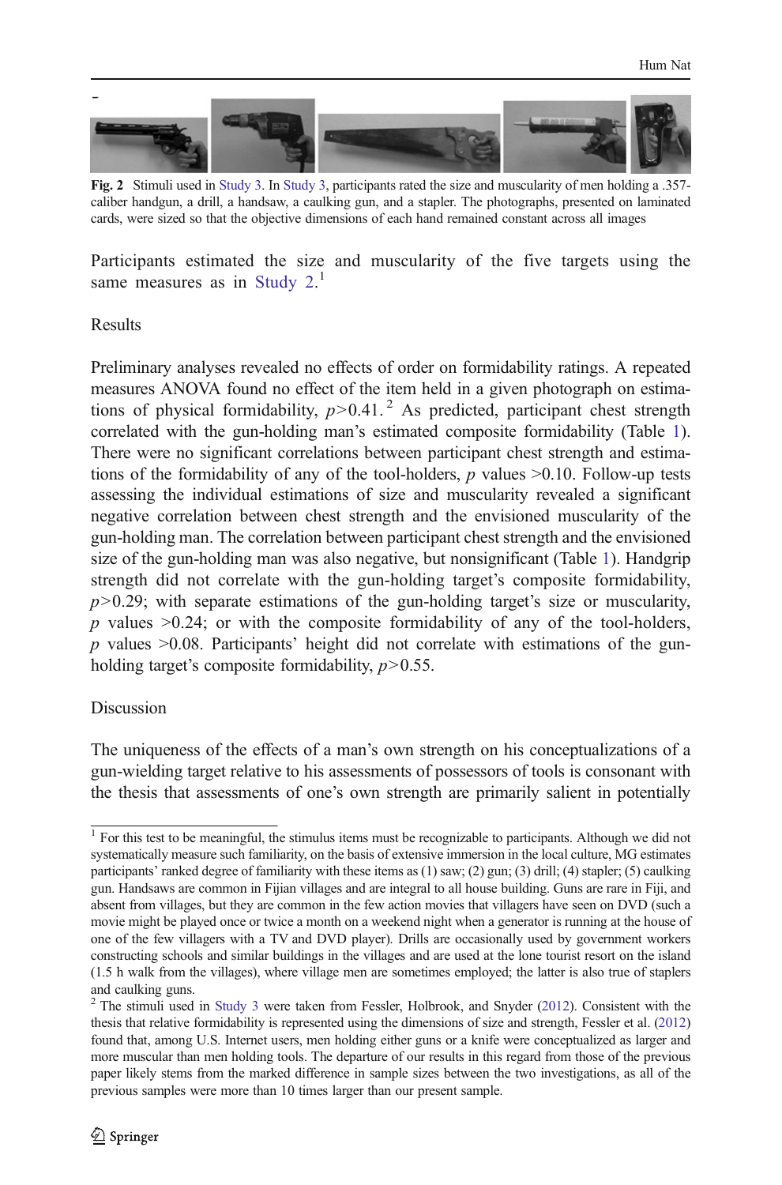**Fig. 2** Stimuli used in Study 3. In Study 3, participants rated the size and muscularity of men holding a .357-caliber handgun, a drill, a handsaw, a caulking gun, and a stapler. The photographs, presented on laminated cards, were sized so that the objective dimensions of each hand remained constant across all images

Participants estimated the size and muscularity of the five targets using the same measures as in Study 2.[1]

Results

Preliminary analyses revealed no effects of order on formidability ratings. A repeated measures ANOVA found no effect of the item held in a given photograph on estimations of physical formidability, $p>0.41$.[2] As predicted, participant chest strength correlated with the gun-holding man's estimated composite formidability (Table 1). There were no significant correlations between participant chest strength and estimations of the formidability of any of the tool-holders, $p$ values $>0.10$. Follow-up tests assessing the individual estimations of size and muscularity revealed a significant negative correlation between chest strength and the envisioned muscularity of the gun-holding man. The correlation between participant chest strength and the envisioned size of the gun-holding man was also negative, but nonsignificant (Table 1). Handgrip strength did not correlate with the gun-holding target's composite formidability, $p>0.29$; with separate estimations of the gun-holding target's size or muscularity, $p$ values $>0.24$; or with the composite formidability of any of the tool-holders, $p$ values $>0.08$. Participants' height did not correlate with estimations of the gun-holding target's composite formidability, $p>0.55$.

Discussion

The uniqueness of the effects of a man's own strength on his conceptualizations of a gun-wielding target relative to his assessments of possessors of tools is consonant with the thesis that assessments of one's own strength are primarily salient in potentially

[1] For this test to be meaningful, the stimulus items must be recognizable to participants. Although we did not systematically measure such familiarity, on the basis of extensive immersion in the local culture, MG estimates participants' ranked degree of familiarity with these items as (1) saw; (2) gun; (3) drill; (4) stapler; (5) caulking gun. Handsaws are common in Fijian villages and are integral to all house building. Guns are rare in Fiji, and absent from villages, but they are common in the few action movies that villagers have seen on DVD (such a movie might be played once or twice a month on a weekend night when a generator is running at the house of one of the few villagers with a TV and DVD player). Drills are occasionally used by government workers constructing schools and similar buildings in the villages and are used at the lone tourist resort on the island (1.5 h walk from the villages), where village men are sometimes employed; the latter is also true of staplers and caulking guns.

[2] The stimuli used in Study 3 were taken from Fessler, Holbrook, and Snyder (2012). Consistent with the thesis that relative formidability is represented using the dimensions of size and strength, Fessler et al. (2012) found that, among U.S. Internet users, men holding either guns or a knife were conceptualized as larger and more muscular than men holding tools. The departure of our results in this regard from those of the previous paper likely stems from the marked difference in sample sizes between the two investigations, as all of the previous samples were more than 10 times larger than our present sample.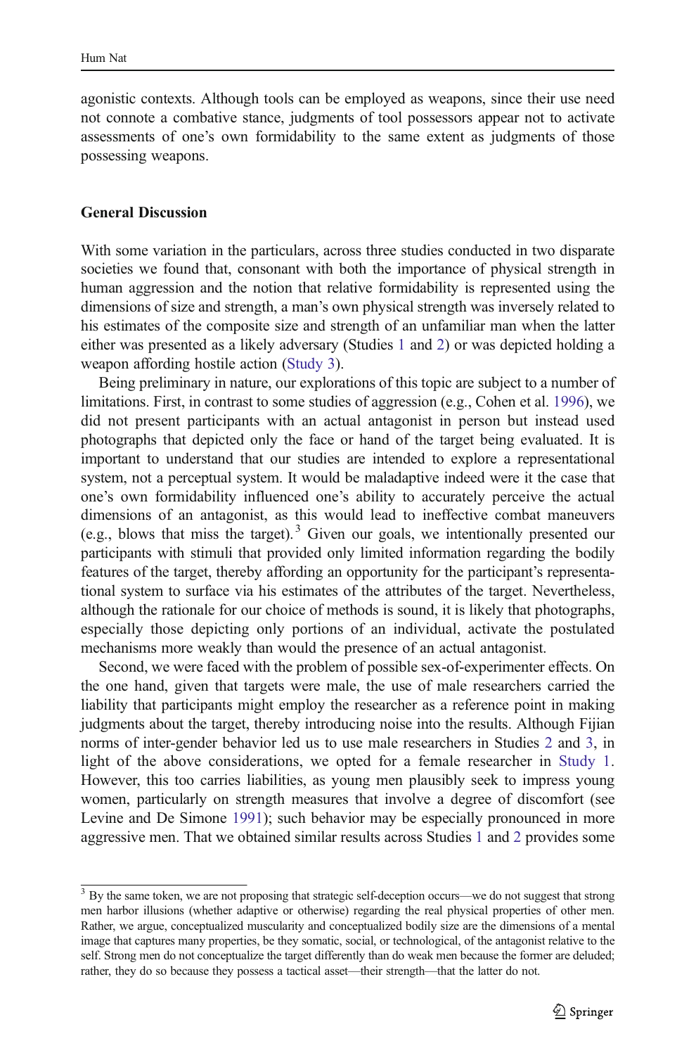agonistic contexts. Although tools can be employed as weapons, since their use need not connote a combative stance, judgments of tool possessors appear not to activate assessments of one's own formidability to the same extent as judgments of those possessing weapons.

## General Discussion

With some variation in the particulars, across three studies conducted in two disparate societies we found that, consonant with both the importance of physical strength in human aggression and the notion that relative formidability is represented using the dimensions of size and strength, a man's own physical strength was inversely related to his estimates of the composite size and strength of an unfamiliar man when the latter either was presented as a likely adversary (Studies 1 and 2) or was depicted holding a weapon affording hostile action (Study 3).

Being preliminary in nature, our explorations of this topic are subject to a number of limitations. First, in contrast to some studies of aggression (e.g., Cohen et al. 1996), we did not present participants with an actual antagonist in person but instead used photographs that depicted only the face or hand of the target being evaluated. It is important to understand that our studies are intended to explore a representational system, not a perceptual system. It would be maladaptive indeed were it the case that one's own formidability influenced one's ability to accurately perceive the actual dimensions of an antagonist, as this would lead to ineffective combat maneuvers (e.g., blows that miss the target).[3] Given our goals, we intentionally presented our participants with stimuli that provided only limited information regarding the bodily features of the target, thereby affording an opportunity for the participant's representational system to surface via his estimates of the attributes of the target. Nevertheless, although the rationale for our choice of methods is sound, it is likely that photographs, especially those depicting only portions of an individual, activate the postulated mechanisms more weakly than would the presence of an actual antagonist.

Second, we were faced with the problem of possible sex-of-experimenter effects. On the one hand, given that targets were male, the use of male researchers carried the liability that participants might employ the researcher as a reference point in making judgments about the target, thereby introducing noise into the results. Although Fijian norms of inter-gender behavior led us to use male researchers in Studies 2 and 3, in light of the above considerations, we opted for a female researcher in Study 1. However, this too carries liabilities, as young men plausibly seek to impress young women, particularly on strength measures that involve a degree of discomfort (see Levine and De Simone 1991); such behavior may be especially pronounced in more aggressive men. That we obtained similar results across Studies 1 and 2 provides some

[3] By the same token, we are not proposing that strategic self-deception occurs—we do not suggest that strong men harbor illusions (whether adaptive or otherwise) regarding the real physical properties of other men. Rather, we argue, conceptualized muscularity and conceptualized bodily size are the dimensions of a mental image that captures many properties, be they somatic, social, or technological, of the antagonist relative to the self. Strong men do not conceptualize the target differently than do weak men because the former are deluded; rather, they do so because they possess a tactical asset—their strength—that the latter do not.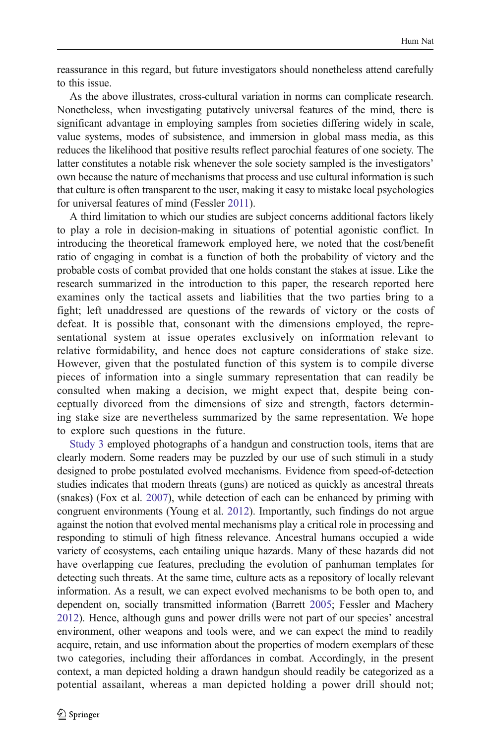reassurance in this regard, but future investigators should nonetheless attend carefully to this issue.

As the above illustrates, cross-cultural variation in norms can complicate research. Nonetheless, when investigating putatively universal features of the mind, there is significant advantage in employing samples from societies differing widely in scale, value systems, modes of subsistence, and immersion in global mass media, as this reduces the likelihood that positive results reflect parochial features of one society. The latter constitutes a notable risk whenever the sole society sampled is the investigators' own because the nature of mechanisms that process and use cultural information is such that culture is often transparent to the user, making it easy to mistake local psychologies for universal features of mind (Fessler 2011).

A third limitation to which our studies are subject concerns additional factors likely to play a role in decision-making in situations of potential agonistic conflict. In introducing the theoretical framework employed here, we noted that the cost/benefit ratio of engaging in combat is a function of both the probability of victory and the probable costs of combat provided that one holds constant the stakes at issue. Like the research summarized in the introduction to this paper, the research reported here examines only the tactical assets and liabilities that the two parties bring to a fight; left unaddressed are questions of the rewards of victory or the costs of defeat. It is possible that, consonant with the dimensions employed, the representational system at issue operates exclusively on information relevant to relative formidability, and hence does not capture considerations of stake size. However, given that the postulated function of this system is to compile diverse pieces of information into a single summary representation that can readily be consulted when making a decision, we might expect that, despite being conceptually divorced from the dimensions of size and strength, factors determining stake size are nevertheless summarized by the same representation. We hope to explore such questions in the future.

Study 3 employed photographs of a handgun and construction tools, items that are clearly modern. Some readers may be puzzled by our use of such stimuli in a study designed to probe postulated evolved mechanisms. Evidence from speed-of-detection studies indicates that modern threats (guns) are noticed as quickly as ancestral threats (snakes) (Fox et al. 2007), while detection of each can be enhanced by priming with congruent environments (Young et al. 2012). Importantly, such findings do not argue against the notion that evolved mental mechanisms play a critical role in processing and responding to stimuli of high fitness relevance. Ancestral humans occupied a wide variety of ecosystems, each entailing unique hazards. Many of these hazards did not have overlapping cue features, precluding the evolution of panhuman templates for detecting such threats. At the same time, culture acts as a repository of locally relevant information. As a result, we can expect evolved mechanisms to be both open to, and dependent on, socially transmitted information (Barrett 2005; Fessler and Machery 2012). Hence, although guns and power drills were not part of our species' ancestral environment, other weapons and tools were, and we can expect the mind to readily acquire, retain, and use information about the properties of modern exemplars of these two categories, including their affordances in combat. Accordingly, in the present context, a man depicted holding a drawn handgun should readily be categorized as a potential assailant, whereas a man depicted holding a power drill should not;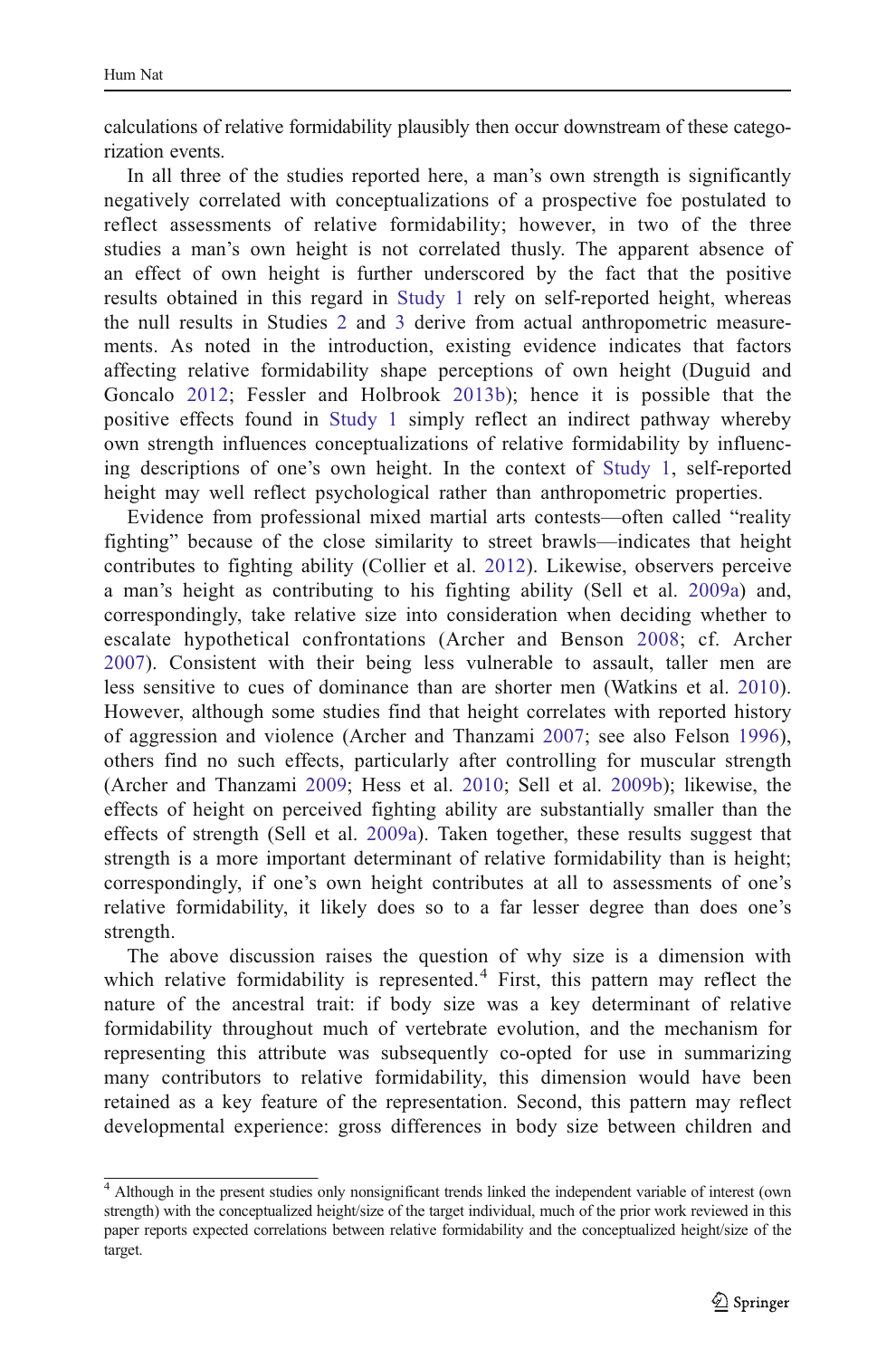calculations of relative formidability plausibly then occur downstream of these categorization events.

In all three of the studies reported here, a man's own strength is significantly negatively correlated with conceptualizations of a prospective foe postulated to reflect assessments of relative formidability; however, in two of the three studies a man's own height is not correlated thusly. The apparent absence of an effect of own height is further underscored by the fact that the positive results obtained in this regard in Study 1 rely on self-reported height, whereas the null results in Studies 2 and 3 derive from actual anthropometric measurements. As noted in the introduction, existing evidence indicates that factors affecting relative formidability shape perceptions of own height (Duguid and Goncalo 2012; Fessler and Holbrook 2013b); hence it is possible that the positive effects found in Study 1 simply reflect an indirect pathway whereby own strength influences conceptualizations of relative formidability by influencing descriptions of one's own height. In the context of Study 1, self-reported height may well reflect psychological rather than anthropometric properties.

Evidence from professional mixed martial arts contests—often called "reality fighting" because of the close similarity to street brawls—indicates that height contributes to fighting ability (Collier et al. 2012). Likewise, observers perceive a man's height as contributing to his fighting ability (Sell et al. 2009a) and, correspondingly, take relative size into consideration when deciding whether to escalate hypothetical confrontations (Archer and Benson 2008; cf. Archer 2007). Consistent with their being less vulnerable to assault, taller men are less sensitive to cues of dominance than are shorter men (Watkins et al. 2010). However, although some studies find that height correlates with reported history of aggression and violence (Archer and Thanzami 2007; see also Felson 1996), others find no such effects, particularly after controlling for muscular strength (Archer and Thanzami 2009; Hess et al. 2010; Sell et al. 2009b); likewise, the effects of height on perceived fighting ability are substantially smaller than the effects of strength (Sell et al. 2009a). Taken together, these results suggest that strength is a more important determinant of relative formidability than is height; correspondingly, if one's own height contributes at all to assessments of one's relative formidability, it likely does so to a far lesser degree than does one's strength.

The above discussion raises the question of why size is a dimension with which relative formidability is represented.[4] First, this pattern may reflect the nature of the ancestral trait: if body size was a key determinant of relative formidability throughout much of vertebrate evolution, and the mechanism for representing this attribute was subsequently co-opted for use in summarizing many contributors to relative formidability, this dimension would have been retained as a key feature of the representation. Second, this pattern may reflect developmental experience: gross differences in body size between children and

[4] Although in the present studies only nonsignificant trends linked the independent variable of interest (own strength) with the conceptualized height/size of the target individual, much of the prior work reviewed in this paper reports expected correlations between relative formidability and the conceptualized height/size of the target.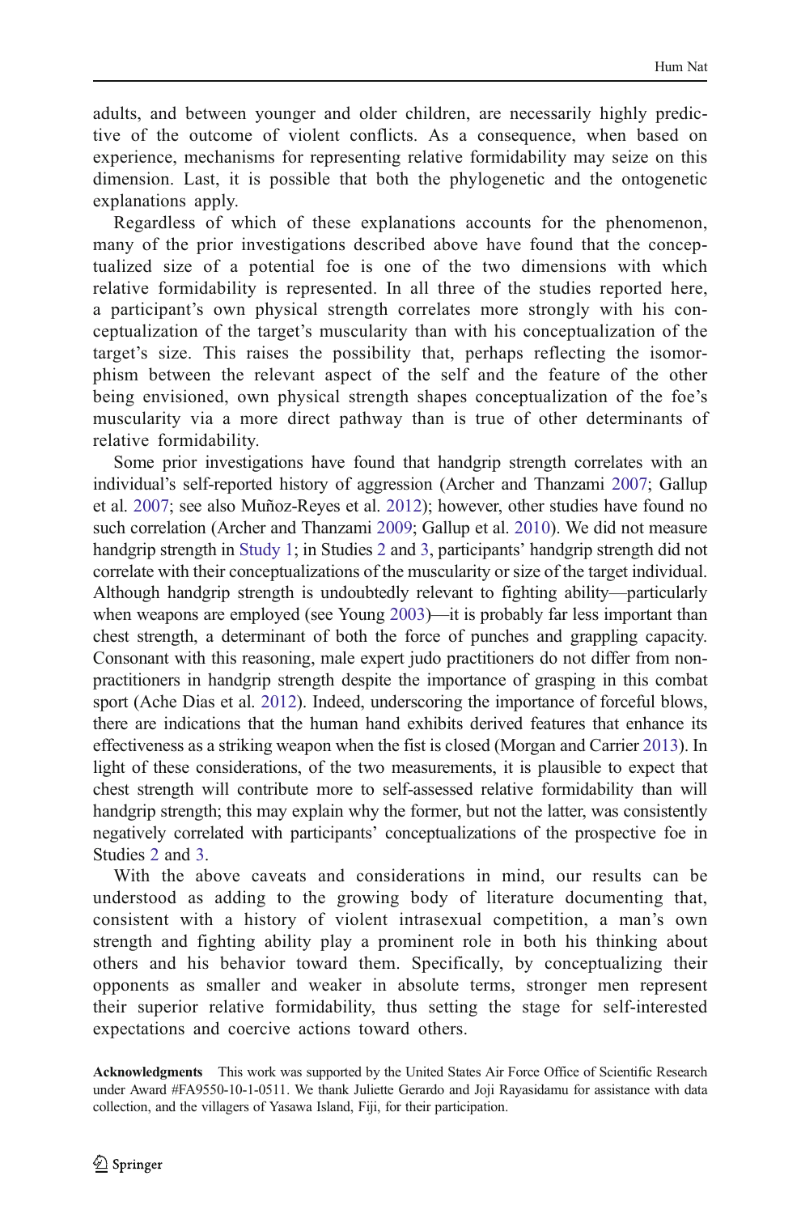adults, and between younger and older children, are necessarily highly predictive of the outcome of violent conflicts. As a consequence, when based on experience, mechanisms for representing relative formidability may seize on this dimension. Last, it is possible that both the phylogenetic and the ontogenetic explanations apply.

Regardless of which of these explanations accounts for the phenomenon, many of the prior investigations described above have found that the conceptualized size of a potential foe is one of the two dimensions with which relative formidability is represented. In all three of the studies reported here, a participant's own physical strength correlates more strongly with his conceptualization of the target's muscularity than with his conceptualization of the target's size. This raises the possibility that, perhaps reflecting the isomorphism between the relevant aspect of the self and the feature of the other being envisioned, own physical strength shapes conceptualization of the foe's muscularity via a more direct pathway than is true of other determinants of relative formidability.

Some prior investigations have found that handgrip strength correlates with an individual's self-reported history of aggression (Archer and Thanzami 2007; Gallup et al. 2007; see also Muñoz-Reyes et al. 2012); however, other studies have found no such correlation (Archer and Thanzami 2009; Gallup et al. 2010). We did not measure handgrip strength in Study 1; in Studies 2 and 3, participants' handgrip strength did not correlate with their conceptualizations of the muscularity or size of the target individual. Although handgrip strength is undoubtedly relevant to fighting ability—particularly when weapons are employed (see Young 2003)—it is probably far less important than chest strength, a determinant of both the force of punches and grappling capacity. Consonant with this reasoning, male expert judo practitioners do not differ from non-practitioners in handgrip strength despite the importance of grasping in this combat sport (Ache Dias et al. 2012). Indeed, underscoring the importance of forceful blows, there are indications that the human hand exhibits derived features that enhance its effectiveness as a striking weapon when the fist is closed (Morgan and Carrier 2013). In light of these considerations, of the two measurements, it is plausible to expect that chest strength will contribute more to self-assessed relative formidability than will handgrip strength; this may explain why the former, but not the latter, was consistently negatively correlated with participants' conceptualizations of the prospective foe in Studies 2 and 3.

With the above caveats and considerations in mind, our results can be understood as adding to the growing body of literature documenting that, consistent with a history of violent intrasexual competition, a man's own strength and fighting ability play a prominent role in both his thinking about others and his behavior toward them. Specifically, by conceptualizing their opponents as smaller and weaker in absolute terms, stronger men represent their superior relative formidability, thus setting the stage for self-interested expectations and coercive actions toward others.

**Acknowledgments** This work was supported by the United States Air Force Office of Scientific Research under Award #FA9550-10-1-0511. We thank Juliette Gerardo and Joji Rayasidamu for assistance with data collection, and the villagers of Yasawa Island, Fiji, for their participation.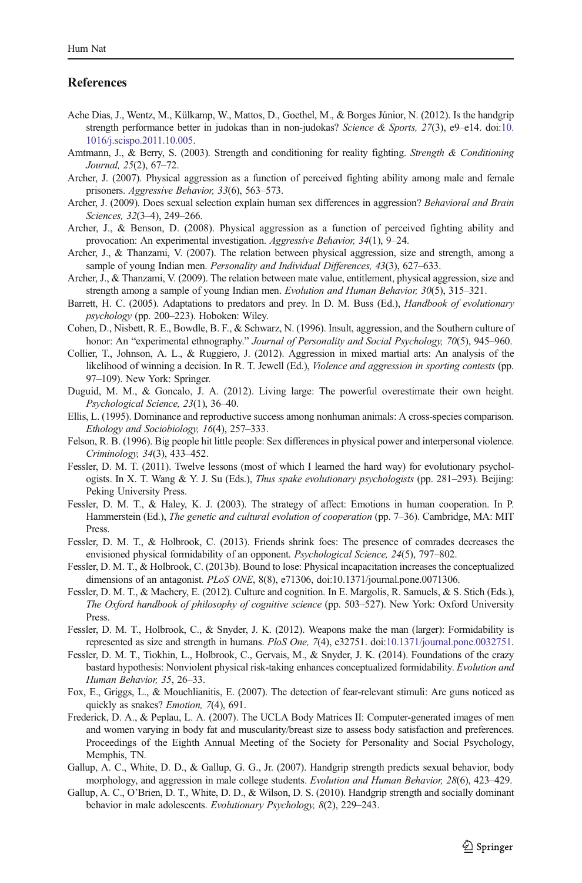## References

Ache Dias, J., Wentz, M., Külkamp, W., Mattos, D., Goethel, M., & Borges Júnior, N. (2012). Is the handgrip strength performance better in judokas than in non-judokas? *Science & Sports, 27*(3), e9–e14. doi:10.1016/j.scispo.2011.10.005.

Amtmann, J., & Berry, S. (2003). Strength and conditioning for reality fighting. *Strength & Conditioning Journal, 25*(2), 67–72.

Archer, J. (2007). Physical aggression as a function of perceived fighting ability among male and female prisoners. *Aggressive Behavior, 33*(6), 563–573.

Archer, J. (2009). Does sexual selection explain human sex differences in aggression? *Behavioral and Brain Sciences, 32*(3–4), 249–266.

Archer, J., & Benson, D. (2008). Physical aggression as a function of perceived fighting ability and provocation: An experimental investigation. *Aggressive Behavior, 34*(1), 9–24.

Archer, J., & Thanzami, V. (2007). The relation between physical aggression, size and strength, among a sample of young Indian men. *Personality and Individual Differences, 43*(3), 627–633.

Archer, J., & Thanzami, V. (2009). The relation between mate value, entitlement, physical aggression, size and strength among a sample of young Indian men. *Evolution and Human Behavior, 30*(5), 315–321.

Barrett, H. C. (2005). Adaptations to predators and prey. In D. M. Buss (Ed.), *Handbook of evolutionary psychology* (pp. 200–223). Hoboken: Wiley.

Cohen, D., Nisbett, R. E., Bowdle, B. F., & Schwarz, N. (1996). Insult, aggression, and the Southern culture of honor: An "experimental ethnography." *Journal of Personality and Social Psychology, 70*(5), 945–960.

Collier, T., Johnson, A. L., & Ruggiero, J. (2012). Aggression in mixed martial arts: An analysis of the likelihood of winning a decision. In R. T. Jewell (Ed.), *Violence and aggression in sporting contests* (pp. 97–109). New York: Springer.

Duguid, M. M., & Goncalo, J. A. (2012). Living large: The powerful overestimate their own height. *Psychological Science, 23*(1), 36–40.

Ellis, L. (1995). Dominance and reproductive success among nonhuman animals: A cross-species comparison. *Ethology and Sociobiology, 16*(4), 257–333.

Felson, R. B. (1996). Big people hit little people: Sex differences in physical power and interpersonal violence. *Criminology, 34*(3), 433–452.

Fessler, D. M. T. (2011). Twelve lessons (most of which I learned the hard way) for evolutionary psychologists. In X. T. Wang & Y. J. Su (Eds.), *Thus spake evolutionary psychologists* (pp. 281–293). Beijing: Peking University Press.

Fessler, D. M. T., & Haley, K. J. (2003). The strategy of affect: Emotions in human cooperation. In P. Hammerstein (Ed.), *The genetic and cultural evolution of cooperation* (pp. 7–36). Cambridge, MA: MIT Press.

Fessler, D. M. T., & Holbrook, C. (2013). Friends shrink foes: The presence of comrades decreases the envisioned physical formidability of an opponent. *Psychological Science, 24*(5), 797–802.

Fessler, D. M. T., & Holbrook, C. (2013b). Bound to lose: Physical incapacitation increases the conceptualized dimensions of an antagonist. *PLoS ONE*, 8(8), e71306, doi:10.1371/journal.pone.0071306.

Fessler, D. M. T., & Machery, E. (2012). Culture and cognition. In E. Margolis, R. Samuels, & S. Stich (Eds.), *The Oxford handbook of philosophy of cognitive science* (pp. 503–527). New York: Oxford University Press.

Fessler, D. M. T., Holbrook, C., & Snyder, J. K. (2012). Weapons make the man (larger): Formidability is represented as size and strength in humans. *PloS One, 7*(4), e32751. doi:10.1371/journal.pone.0032751.

Fessler, D. M. T., Tiokhin, L., Holbrook, C., Gervais, M., & Snyder, J. K. (2014). Foundations of the crazy bastard hypothesis: Nonviolent physical risk-taking enhances conceptualized formidability. *Evolution and Human Behavior, 35*, 26–33.

Fox, E., Griggs, L., & Mouchlianitis, E. (2007). The detection of fear-relevant stimuli: Are guns noticed as quickly as snakes? *Emotion, 7*(4), 691.

Frederick, D. A., & Peplau, L. A. (2007). The UCLA Body Matrices II: Computer-generated images of men and women varying in body fat and muscularity/breast size to assess body satisfaction and preferences. Proceedings of the Eighth Annual Meeting of the Society for Personality and Social Psychology, Memphis, TN.

Gallup, A. C., White, D. D., & Gallup, G. G., Jr. (2007). Handgrip strength predicts sexual behavior, body morphology, and aggression in male college students. *Evolution and Human Behavior, 28*(6), 423–429.

Gallup, A. C., O'Brien, D. T., White, D. D., & Wilson, D. S. (2010). Handgrip strength and socially dominant behavior in male adolescents. *Evolutionary Psychology, 8*(2), 229–243.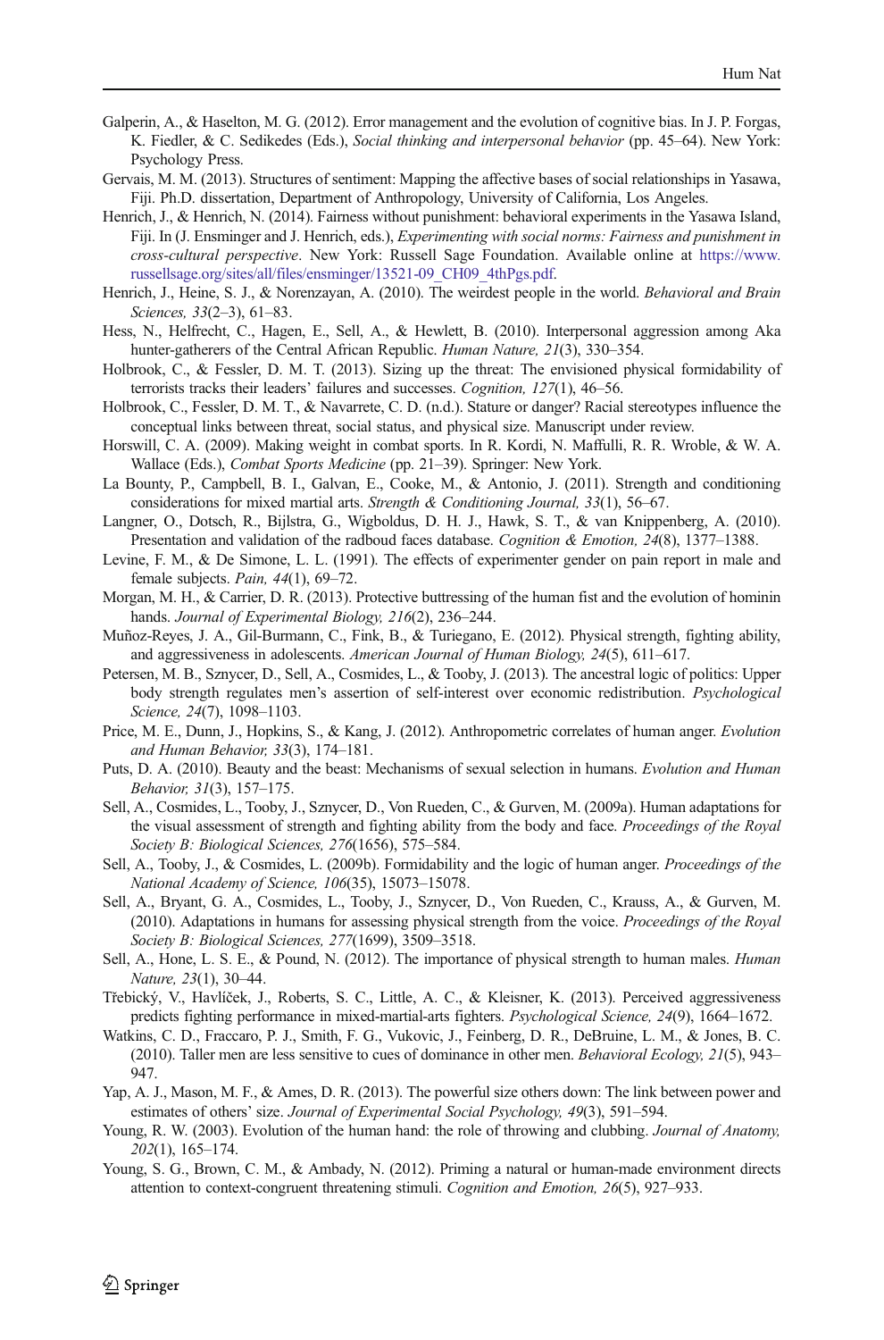Galperin, A., & Haselton, M. G. (2012). Error management and the evolution of cognitive bias. In J. P. Forgas, K. Fiedler, & C. Sedikedes (Eds.), *Social thinking and interpersonal behavior* (pp. 45–64). New York: Psychology Press.

Gervais, M. M. (2013). Structures of sentiment: Mapping the affective bases of social relationships in Yasawa, Fiji. Ph.D. dissertation, Department of Anthropology, University of California, Los Angeles.

Henrich, J., & Henrich, N. (2014). Fairness without punishment: behavioral experiments in the Yasawa Island, Fiji. In (J. Ensminger and J. Henrich, eds.), *Experimenting with social norms: Fairness and punishment in cross-cultural perspective*. New York: Russell Sage Foundation. Available online at https://www.russellsage.org/sites/all/files/ensminger/13521-09_CH09_4thPgs.pdf.

Henrich, J., Heine, S. J., & Norenzayan, A. (2010). The weirdest people in the world. *Behavioral and Brain Sciences, 33*(2–3), 61–83.

Hess, N., Helfrecht, C., Hagen, E., Sell, A., & Hewlett, B. (2010). Interpersonal aggression among Aka hunter-gatherers of the Central African Republic. *Human Nature, 21*(3), 330–354.

Holbrook, C., & Fessler, D. M. T. (2013). Sizing up the threat: The envisioned physical formidability of terrorists tracks their leaders' failures and successes. *Cognition, 127*(1), 46–56.

Holbrook, C., Fessler, D. M. T., & Navarrete, C. D. (n.d.). Stature or danger? Racial stereotypes influence the conceptual links between threat, social status, and physical size. Manuscript under review.

Horswill, C. A. (2009). Making weight in combat sports. In R. Kordi, N. Maffulli, R. R. Wroble, & W. A. Wallace (Eds.), *Combat Sports Medicine* (pp. 21–39). Springer: New York.

La Bounty, P., Campbell, B. I., Galvan, E., Cooke, M., & Antonio, J. (2011). Strength and conditioning considerations for mixed martial arts. *Strength & Conditioning Journal, 33*(1), 56–67.

Langner, O., Dotsch, R., Bijlstra, G., Wigboldus, D. H. J., Hawk, S. T., & van Knippenberg, A. (2010). Presentation and validation of the radboud faces database. *Cognition & Emotion, 24*(8), 1377–1388.

Levine, F. M., & De Simone, L. L. (1991). The effects of experimenter gender on pain report in male and female subjects. *Pain, 44*(1), 69–72.

Morgan, M. H., & Carrier, D. R. (2013). Protective buttressing of the human fist and the evolution of hominin hands. *Journal of Experimental Biology, 216*(2), 236–244.

Muñoz-Reyes, J. A., Gil-Burmann, C., Fink, B., & Turiegano, E. (2012). Physical strength, fighting ability, and aggressiveness in adolescents. *American Journal of Human Biology, 24*(5), 611–617.

Petersen, M. B., Sznycer, D., Sell, A., Cosmides, L., & Tooby, J. (2013). The ancestral logic of politics: Upper body strength regulates men's assertion of self-interest over economic redistribution. *Psychological Science, 24*(7), 1098–1103.

Price, M. E., Dunn, J., Hopkins, S., & Kang, J. (2012). Anthropometric correlates of human anger. *Evolution and Human Behavior, 33*(3), 174–181.

Puts, D. A. (2010). Beauty and the beast: Mechanisms of sexual selection in humans. *Evolution and Human Behavior, 31*(3), 157–175.

Sell, A., Cosmides, L., Tooby, J., Sznycer, D., Von Rueden, C., & Gurven, M. (2009a). Human adaptations for the visual assessment of strength and fighting ability from the body and face. *Proceedings of the Royal Society B: Biological Sciences, 276*(1656), 575–584.

Sell, A., Tooby, J., & Cosmides, L. (2009b). Formidability and the logic of human anger. *Proceedings of the National Academy of Science, 106*(35), 15073–15078.

Sell, A., Bryant, G. A., Cosmides, L., Tooby, J., Sznycer, D., Von Rueden, C., Krauss, A., & Gurven, M. (2010). Adaptations in humans for assessing physical strength from the voice. *Proceedings of the Royal Society B: Biological Sciences, 277*(1699), 3509–3518.

Sell, A., Hone, L. S. E., & Pound, N. (2012). The importance of physical strength to human males. *Human Nature, 23*(1), 30–44.

Třebický, V., Havlíček, J., Roberts, S. C., Little, A. C., & Kleisner, K. (2013). Perceived aggressiveness predicts fighting performance in mixed-martial-arts fighters. *Psychological Science, 24*(9), 1664–1672.

Watkins, C. D., Fraccaro, P. J., Smith, F. G., Vukovic, J., Feinberg, D. R., DeBruine, L. M., & Jones, B. C. (2010). Taller men are less sensitive to cues of dominance in other men. *Behavioral Ecology, 21*(5), 943–947.

Yap, A. J., Mason, M. F., & Ames, D. R. (2013). The powerful size others down: The link between power and estimates of others' size. *Journal of Experimental Social Psychology, 49*(3), 591–594.

Young, R. W. (2003). Evolution of the human hand: the role of throwing and clubbing. *Journal of Anatomy, 202*(1), 165–174.

Young, S. G., Brown, C. M., & Ambady, N. (2012). Priming a natural or human-made environment directs attention to context-congruent threatening stimuli. *Cognition and Emotion, 26*(5), 927–933.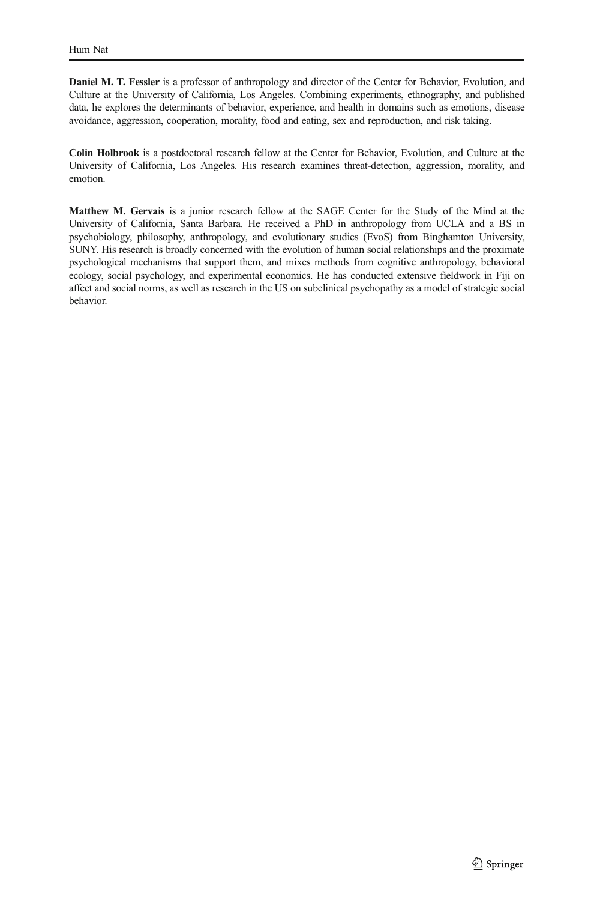**Daniel M. T. Fessler** is a professor of anthropology and director of the Center for Behavior, Evolution, and Culture at the University of California, Los Angeles. Combining experiments, ethnography, and published data, he explores the determinants of behavior, experience, and health in domains such as emotions, disease avoidance, aggression, cooperation, morality, food and eating, sex and reproduction, and risk taking.

**Colin Holbrook** is a postdoctoral research fellow at the Center for Behavior, Evolution, and Culture at the University of California, Los Angeles. His research examines threat-detection, aggression, morality, and emotion.

**Matthew M. Gervais** is a junior research fellow at the SAGE Center for the Study of the Mind at the University of California, Santa Barbara. He received a PhD in anthropology from UCLA and a BS in psychobiology, philosophy, anthropology, and evolutionary studies (EvoS) from Binghamton University, SUNY. His research is broadly concerned with the evolution of human social relationships and the proximate psychological mechanisms that support them, and mixes methods from cognitive anthropology, behavioral ecology, social psychology, and experimental economics. He has conducted extensive fieldwork in Fiji on affect and social norms, as well as research in the US on subclinical psychopathy as a model of strategic social behavior.